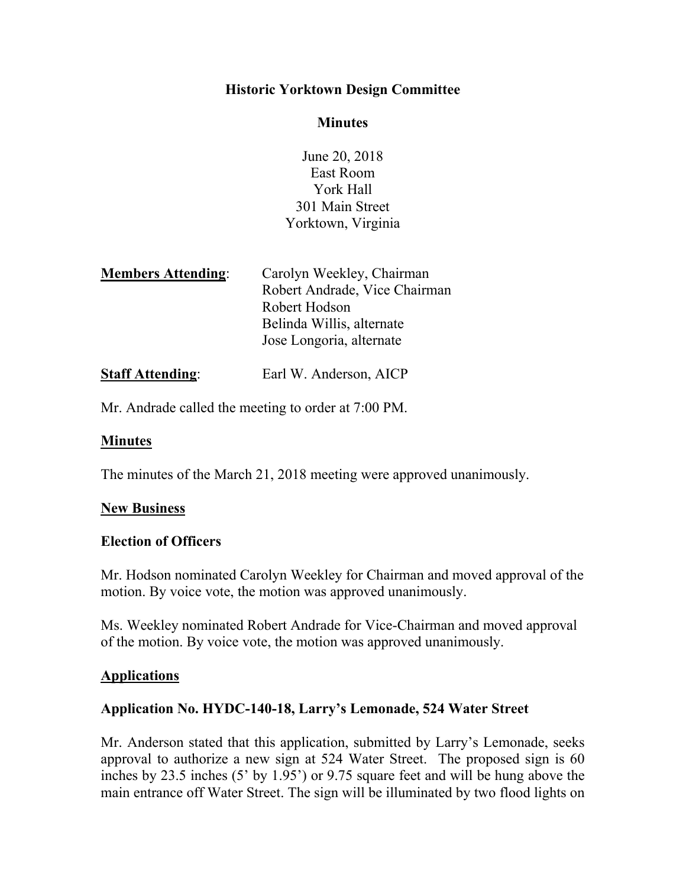# Historic Yorktown Design Committee

## Minutes

June 20, 2018
East Room
York Hall
301 Main Street
Yorktown, Virginia

| **Members Attending**: | Carolyn Weekley, Chairman |
| --- | --- |
| | Robert Andrade, Vice Chairman |
| | Robert Hodson |
| | Belinda Willis, alternate |
| | Jose Longoria, alternate |

**Staff Attending**: Earl W. Anderson, AICP

Mr. Andrade called the meeting to order at 7:00 PM.

**Minutes**

The minutes of the March 21, 2018 meeting were approved unanimously.

**New Business**

**Election of Officers**

Mr. Hodson nominated Carolyn Weekley for Chairman and moved approval of the motion. By voice vote, the motion was approved unanimously.

Ms. Weekley nominated Robert Andrade for Vice-Chairman and moved approval of the motion. By voice vote, the motion was approved unanimously.

**Applications**

**Application No. HYDC-140-18, Larry's Lemonade, 524 Water Street**

Mr. Anderson stated that this application, submitted by Larry's Lemonade, seeks approval to authorize a new sign at 524 Water Street. The proposed sign is 60 inches by 23.5 inches (5' by 1.95') or 9.75 square feet and will be hung above the main entrance off Water Street. The sign will be illuminated by two flood lights on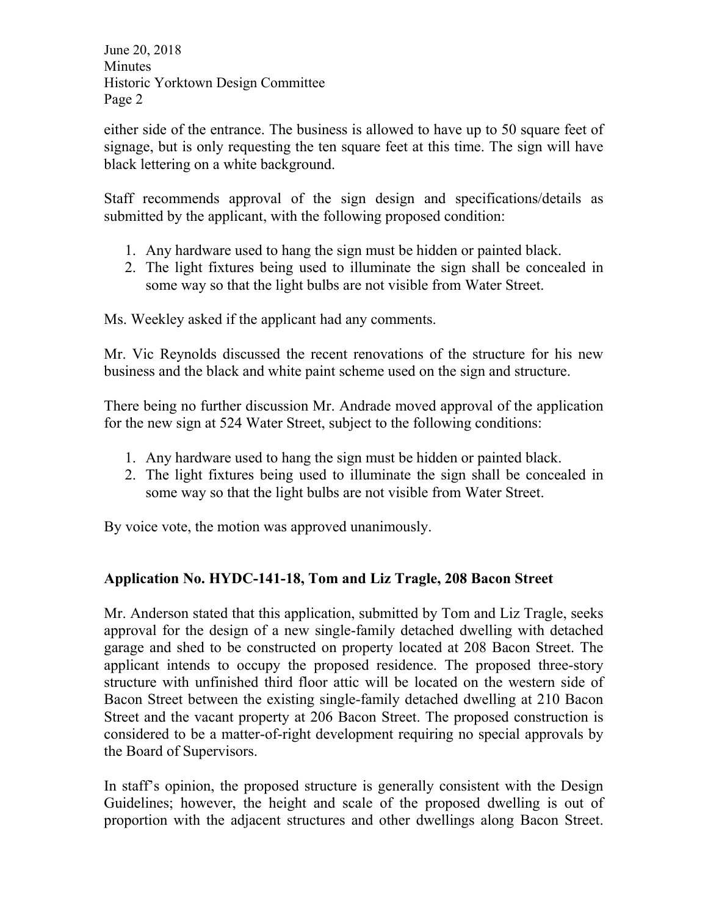either side of the entrance. The business is allowed to have up to 50 square feet of signage, but is only requesting the ten square feet at this time. The sign will have black lettering on a white background.

Staff recommends approval of the sign design and specifications/details as submitted by the applicant, with the following proposed condition:

1. Any hardware used to hang the sign must be hidden or painted black.
2. The light fixtures being used to illuminate the sign shall be concealed in some way so that the light bulbs are not visible from Water Street.

Ms. Weekley asked if the applicant had any comments.

Mr. Vic Reynolds discussed the recent renovations of the structure for his new business and the black and white paint scheme used on the sign and structure.

There being no further discussion Mr. Andrade moved approval of the application for the new sign at 524 Water Street, subject to the following conditions:

1. Any hardware used to hang the sign must be hidden or painted black.
2. The light fixtures being used to illuminate the sign shall be concealed in some way so that the light bulbs are not visible from Water Street.

By voice vote, the motion was approved unanimously.

**Application No. HYDC-141-18, Tom and Liz Tragle, 208 Bacon Street**

Mr. Anderson stated that this application, submitted by Tom and Liz Tragle, seeks approval for the design of a new single-family detached dwelling with detached garage and shed to be constructed on property located at 208 Bacon Street. The applicant intends to occupy the proposed residence. The proposed three-story structure with unfinished third floor attic will be located on the western side of Bacon Street between the existing single-family detached dwelling at 210 Bacon Street and the vacant property at 206 Bacon Street. The proposed construction is considered to be a matter-of-right development requiring no special approvals by the Board of Supervisors.

In staff's opinion, the proposed structure is generally consistent with the Design Guidelines; however, the height and scale of the proposed dwelling is out of proportion with the adjacent structures and other dwellings along Bacon Street.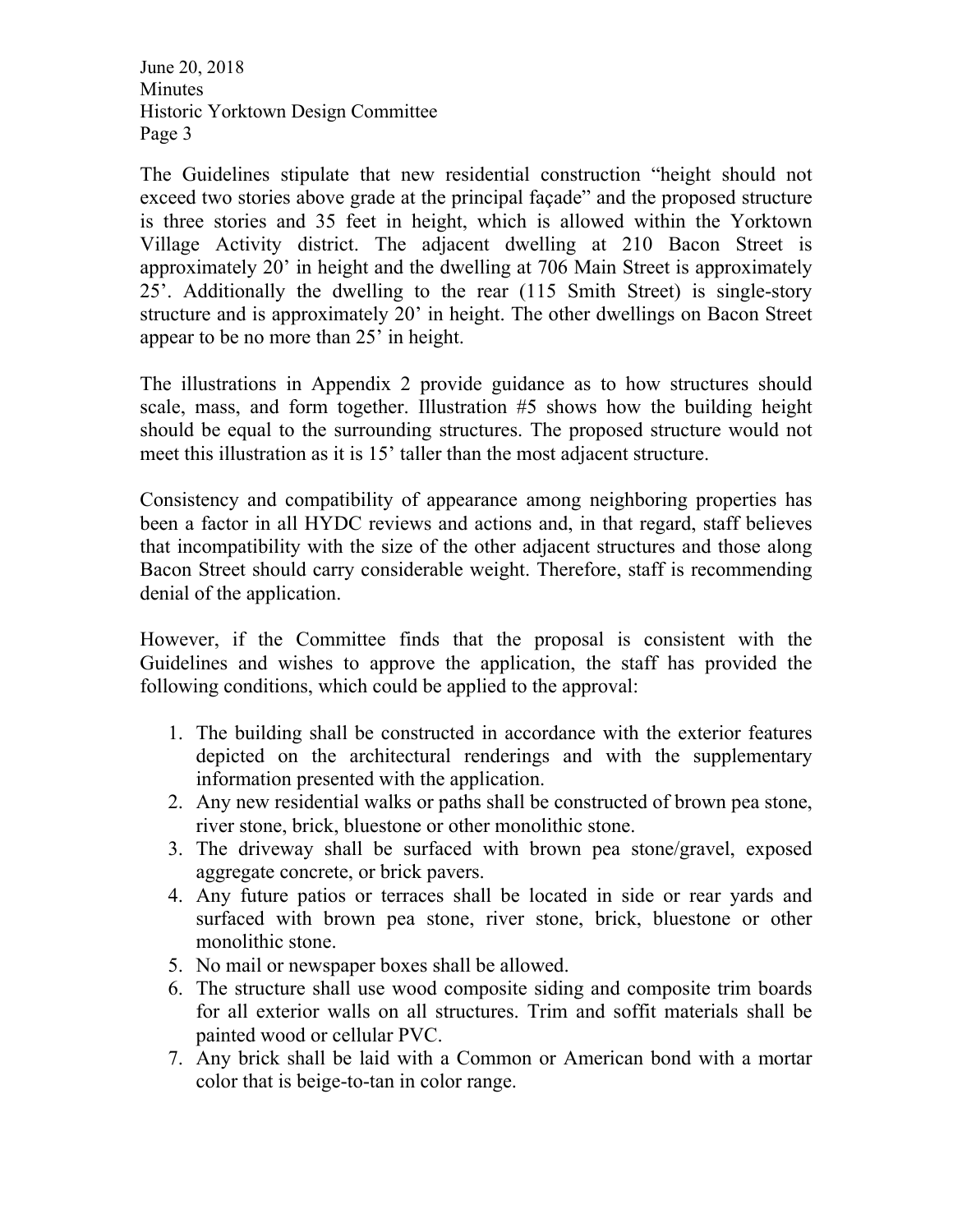The Guidelines stipulate that new residential construction "height should not exceed two stories above grade at the principal façade" and the proposed structure is three stories and 35 feet in height, which is allowed within the Yorktown Village Activity district. The adjacent dwelling at 210 Bacon Street is approximately 20' in height and the dwelling at 706 Main Street is approximately 25'. Additionally the dwelling to the rear (115 Smith Street) is single-story structure and is approximately 20' in height. The other dwellings on Bacon Street appear to be no more than 25' in height.

The illustrations in Appendix 2 provide guidance as to how structures should scale, mass, and form together. Illustration #5 shows how the building height should be equal to the surrounding structures. The proposed structure would not meet this illustration as it is 15' taller than the most adjacent structure.

Consistency and compatibility of appearance among neighboring properties has been a factor in all HYDC reviews and actions and, in that regard, staff believes that incompatibility with the size of the other adjacent structures and those along Bacon Street should carry considerable weight. Therefore, staff is recommending denial of the application.

However, if the Committee finds that the proposal is consistent with the Guidelines and wishes to approve the application, the staff has provided the following conditions, which could be applied to the approval:

1. The building shall be constructed in accordance with the exterior features depicted on the architectural renderings and with the supplementary information presented with the application.
2. Any new residential walks or paths shall be constructed of brown pea stone, river stone, brick, bluestone or other monolithic stone.
3. The driveway shall be surfaced with brown pea stone/gravel, exposed aggregate concrete, or brick pavers.
4. Any future patios or terraces shall be located in side or rear yards and surfaced with brown pea stone, river stone, brick, bluestone or other monolithic stone.
5. No mail or newspaper boxes shall be allowed.
6. The structure shall use wood composite siding and composite trim boards for all exterior walls on all structures. Trim and soffit materials shall be painted wood or cellular PVC.
7. Any brick shall be laid with a Common or American bond with a mortar color that is beige-to-tan in color range.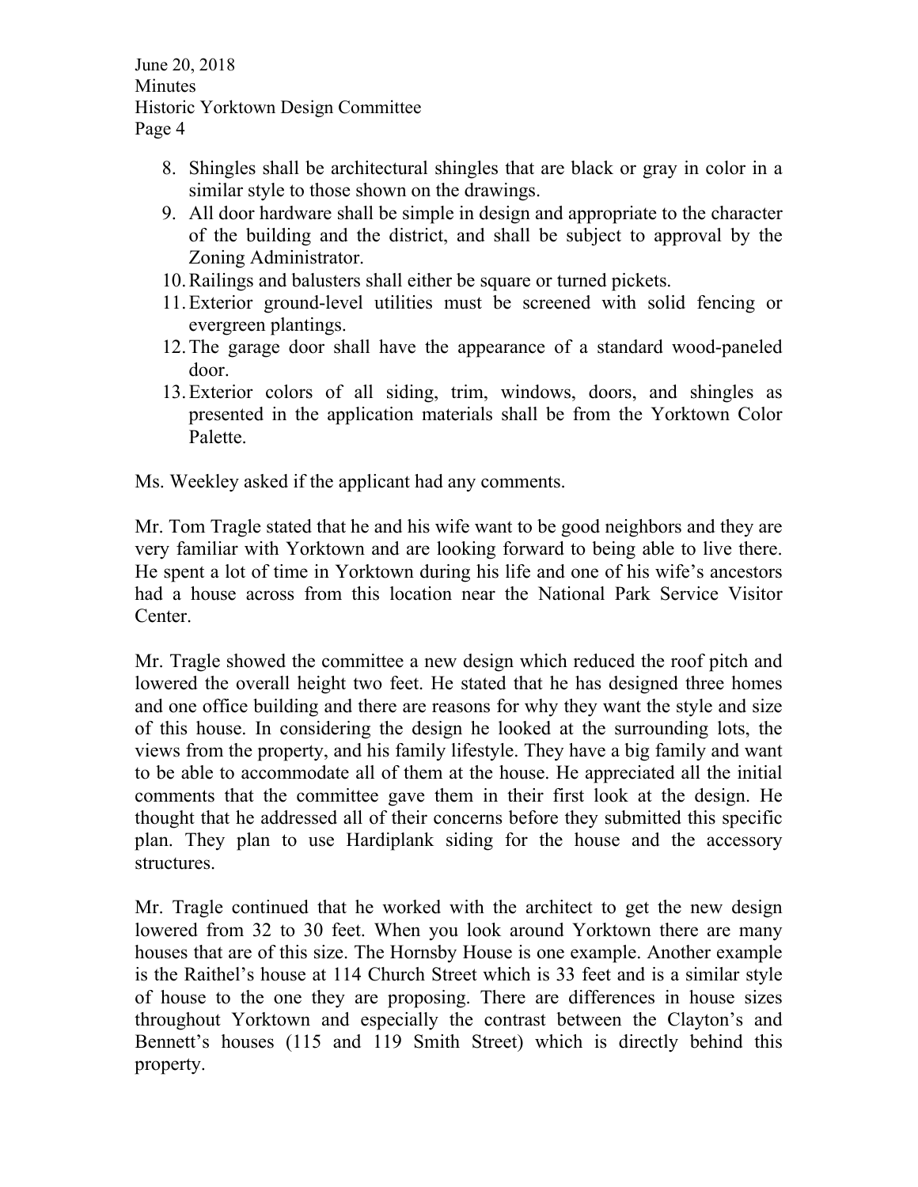8. Shingles shall be architectural shingles that are black or gray in color in a similar style to those shown on the drawings.
9. All door hardware shall be simple in design and appropriate to the character of the building and the district, and shall be subject to approval by the Zoning Administrator.
10. Railings and balusters shall either be square or turned pickets.
11. Exterior ground-level utilities must be screened with solid fencing or evergreen plantings.
12. The garage door shall have the appearance of a standard wood-paneled door.
13. Exterior colors of all siding, trim, windows, doors, and shingles as presented in the application materials shall be from the Yorktown Color Palette.

Ms. Weekley asked if the applicant had any comments.

Mr. Tom Tragle stated that he and his wife want to be good neighbors and they are very familiar with Yorktown and are looking forward to being able to live there. He spent a lot of time in Yorktown during his life and one of his wife's ancestors had a house across from this location near the National Park Service Visitor Center.

Mr. Tragle showed the committee a new design which reduced the roof pitch and lowered the overall height two feet. He stated that he has designed three homes and one office building and there are reasons for why they want the style and size of this house. In considering the design he looked at the surrounding lots, the views from the property, and his family lifestyle. They have a big family and want to be able to accommodate all of them at the house. He appreciated all the initial comments that the committee gave them in their first look at the design. He thought that he addressed all of their concerns before they submitted this specific plan. They plan to use Hardiplank siding for the house and the accessory structures.

Mr. Tragle continued that he worked with the architect to get the new design lowered from 32 to 30 feet. When you look around Yorktown there are many houses that are of this size. The Hornsby House is one example. Another example is the Raithel's house at 114 Church Street which is 33 feet and is a similar style of house to the one they are proposing. There are differences in house sizes throughout Yorktown and especially the contrast between the Clayton's and Bennett's houses (115 and 119 Smith Street) which is directly behind this property.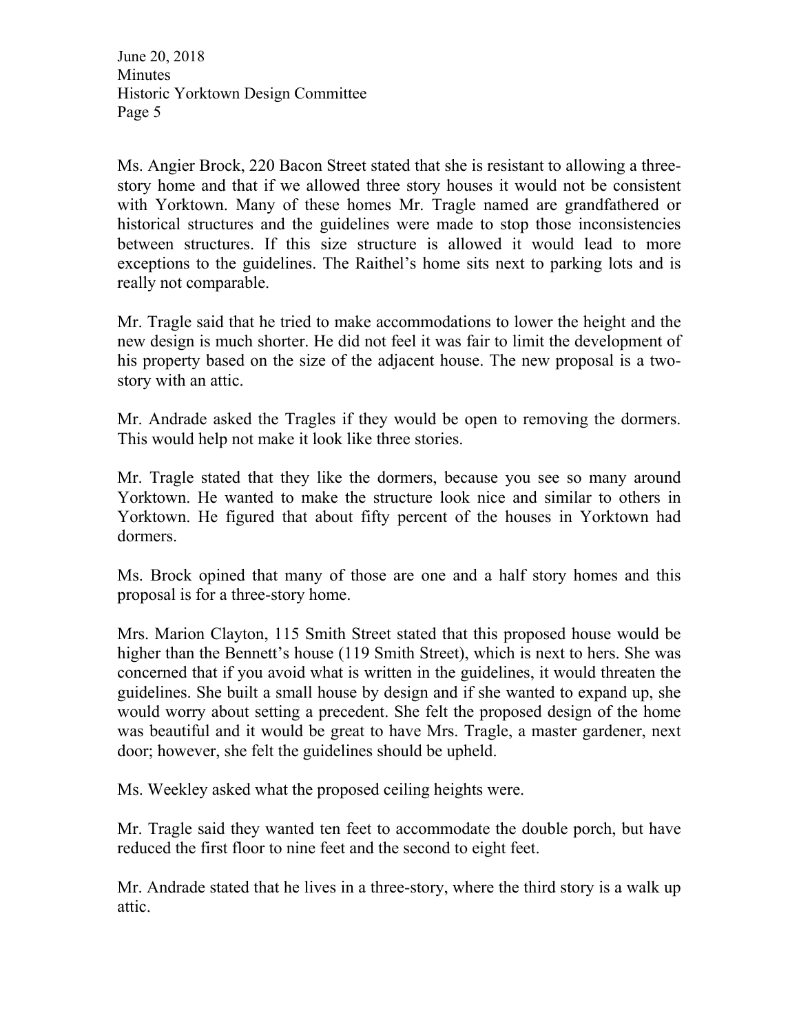Ms. Angier Brock, 220 Bacon Street stated that she is resistant to allowing a three-story home and that if we allowed three story houses it would not be consistent with Yorktown. Many of these homes Mr. Tragle named are grandfathered or historical structures and the guidelines were made to stop those inconsistencies between structures. If this size structure is allowed it would lead to more exceptions to the guidelines. The Raithel's home sits next to parking lots and is really not comparable.

Mr. Tragle said that he tried to make accommodations to lower the height and the new design is much shorter. He did not feel it was fair to limit the development of his property based on the size of the adjacent house. The new proposal is a two-story with an attic.

Mr. Andrade asked the Tragles if they would be open to removing the dormers. This would help not make it look like three stories.

Mr. Tragle stated that they like the dormers, because you see so many around Yorktown. He wanted to make the structure look nice and similar to others in Yorktown. He figured that about fifty percent of the houses in Yorktown had dormers.

Ms. Brock opined that many of those are one and a half story homes and this proposal is for a three-story home.

Mrs. Marion Clayton, 115 Smith Street stated that this proposed house would be higher than the Bennett's house (119 Smith Street), which is next to hers. She was concerned that if you avoid what is written in the guidelines, it would threaten the guidelines. She built a small house by design and if she wanted to expand up, she would worry about setting a precedent. She felt the proposed design of the home was beautiful and it would be great to have Mrs. Tragle, a master gardener, next door; however, she felt the guidelines should be upheld.

Ms. Weekley asked what the proposed ceiling heights were.

Mr. Tragle said they wanted ten feet to accommodate the double porch, but have reduced the first floor to nine feet and the second to eight feet.

Mr. Andrade stated that he lives in a three-story, where the third story is a walk up attic.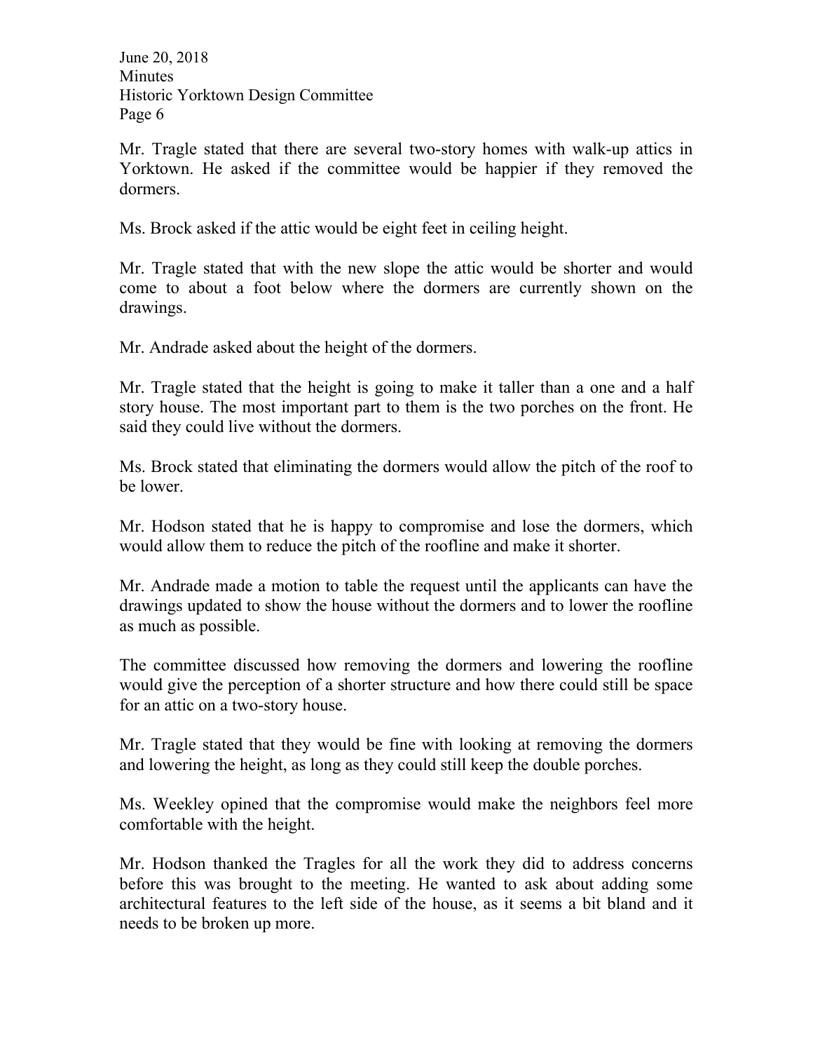Mr. Tragle stated that there are several two-story homes with walk-up attics in Yorktown. He asked if the committee would be happier if they removed the dormers.

Ms. Brock asked if the attic would be eight feet in ceiling height.

Mr. Tragle stated that with the new slope the attic would be shorter and would come to about a foot below where the dormers are currently shown on the drawings.

Mr. Andrade asked about the height of the dormers.

Mr. Tragle stated that the height is going to make it taller than a one and a half story house. The most important part to them is the two porches on the front. He said they could live without the dormers.

Ms. Brock stated that eliminating the dormers would allow the pitch of the roof to be lower.

Mr. Hodson stated that he is happy to compromise and lose the dormers, which would allow them to reduce the pitch of the roofline and make it shorter.

Mr. Andrade made a motion to table the request until the applicants can have the drawings updated to show the house without the dormers and to lower the roofline as much as possible.

The committee discussed how removing the dormers and lowering the roofline would give the perception of a shorter structure and how there could still be space for an attic on a two-story house.

Mr. Tragle stated that they would be fine with looking at removing the dormers and lowering the height, as long as they could still keep the double porches.

Ms. Weekley opined that the compromise would make the neighbors feel more comfortable with the height.

Mr. Hodson thanked the Tragles for all the work they did to address concerns before this was brought to the meeting. He wanted to ask about adding some architectural features to the left side of the house, as it seems a bit bland and it needs to be broken up more.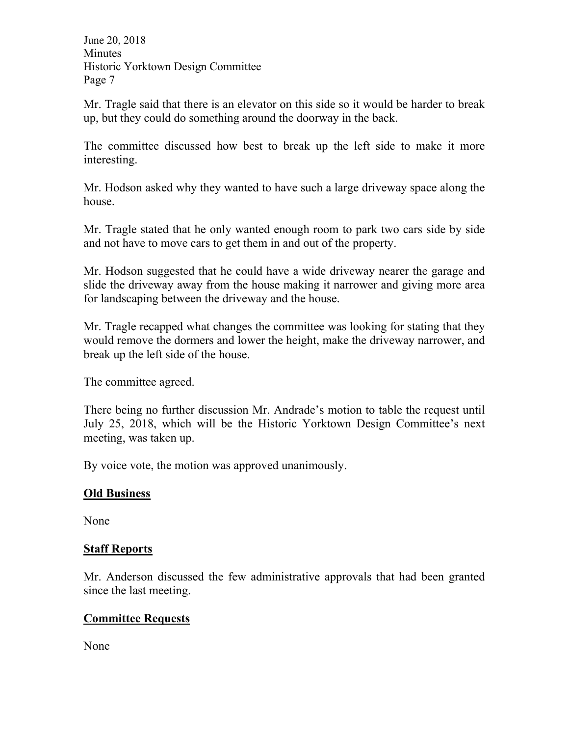Mr. Tragle said that there is an elevator on this side so it would be harder to break up, but they could do something around the doorway in the back.

The committee discussed how best to break up the left side to make it more interesting.

Mr. Hodson asked why they wanted to have such a large driveway space along the house.

Mr. Tragle stated that he only wanted enough room to park two cars side by side and not have to move cars to get them in and out of the property.

Mr. Hodson suggested that he could have a wide driveway nearer the garage and slide the driveway away from the house making it narrower and giving more area for landscaping between the driveway and the house.

Mr. Tragle recapped what changes the committee was looking for stating that they would remove the dormers and lower the height, make the driveway narrower, and break up the left side of the house.

The committee agreed.

There being no further discussion Mr. Andrade's motion to table the request until July 25, 2018, which will be the Historic Yorktown Design Committee's next meeting, was taken up.

By voice vote, the motion was approved unanimously.

## **Old Business**

None

## **Staff Reports**

Mr. Anderson discussed the few administrative approvals that had been granted since the last meeting.

## **Committee Requests**

None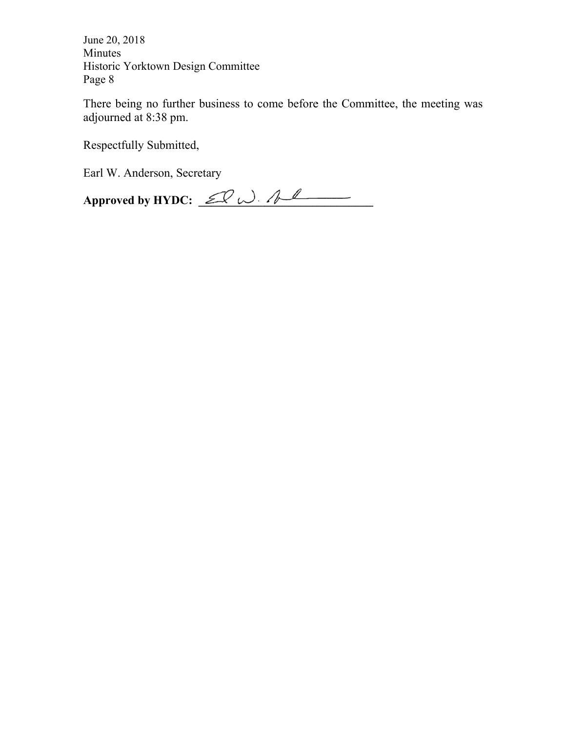There being no further business to come before the Committee, the meeting was adjourned at 8:38 pm.

Respectfully Submitted,

Earl W. Anderson, Secretary

**Approved by HYDC:** ___________________________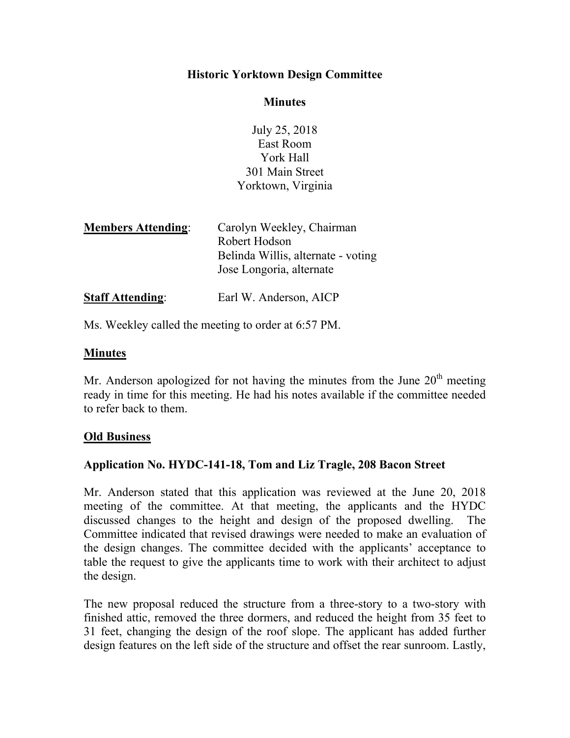**Historic Yorktown Design Committee**

**Minutes**

July 25, 2018
East Room
York Hall
301 Main Street
Yorktown, Virginia

| | |
|---|---|
| **Members Attending**: | Carolyn Weekley, Chairman |
| | Robert Hodson |
| | Belinda Willis, alternate - voting |
| | Jose Longoria, alternate |
| **Staff Attending**: | Earl W. Anderson, AICP |

Ms. Weekley called the meeting to order at 6:57 PM.

## Minutes

Mr. Anderson apologized for not having the minutes from the June 20th meeting ready in time for this meeting. He had his notes available if the committee needed to refer back to them.

## Old Business

### Application No. HYDC-141-18, Tom and Liz Tragle, 208 Bacon Street

Mr. Anderson stated that this application was reviewed at the June 20, 2018 meeting of the committee. At that meeting, the applicants and the HYDC discussed changes to the height and design of the proposed dwelling. The Committee indicated that revised drawings were needed to make an evaluation of the design changes. The committee decided with the applicants' acceptance to table the request to give the applicants time to work with their architect to adjust the design.

The new proposal reduced the structure from a three-story to a two-story with finished attic, removed the three dormers, and reduced the height from 35 feet to 31 feet, changing the design of the roof slope. The applicant has added further design features on the left side of the structure and offset the rear sunroom. Lastly,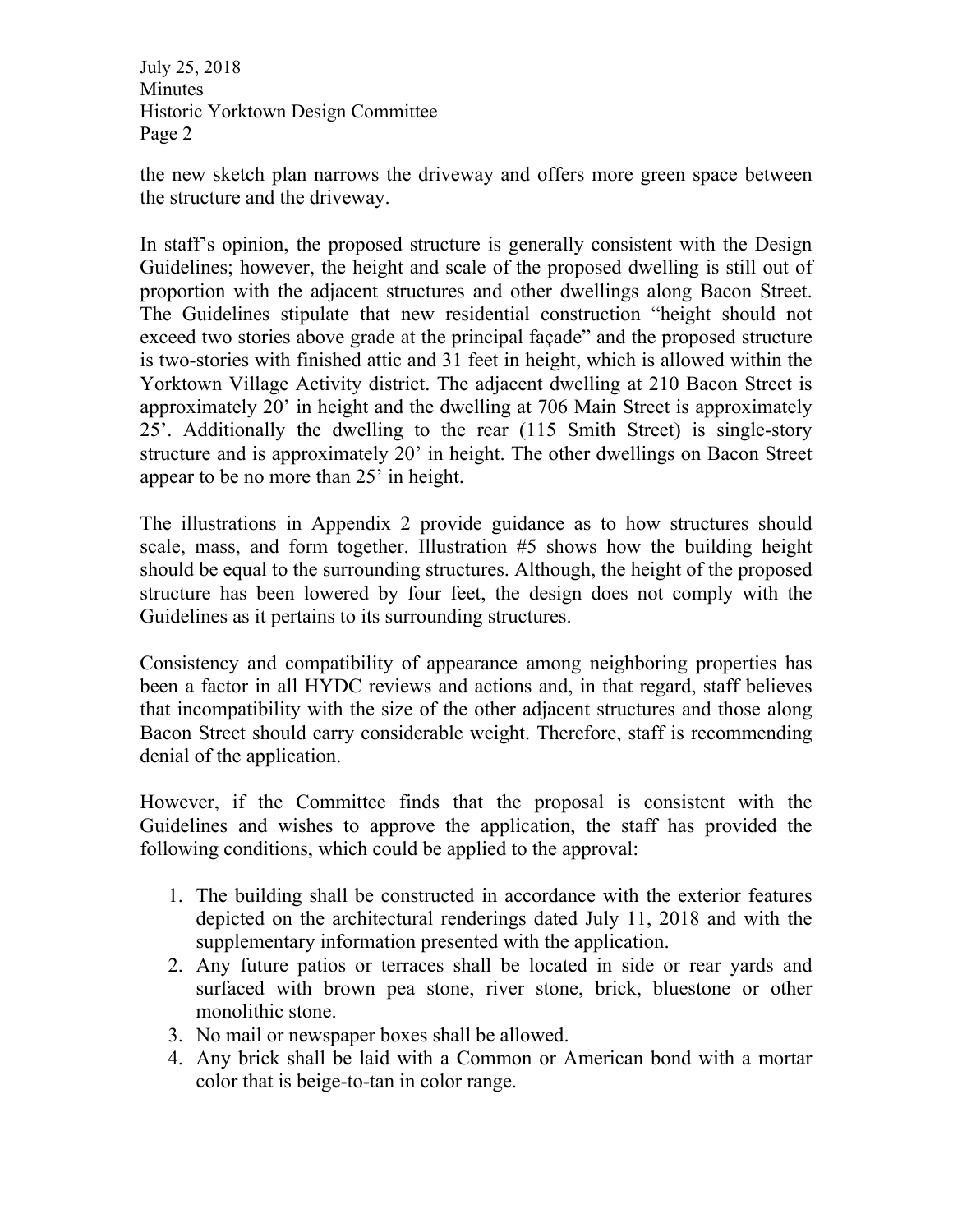the new sketch plan narrows the driveway and offers more green space between the structure and the driveway.

In staff's opinion, the proposed structure is generally consistent with the Design Guidelines; however, the height and scale of the proposed dwelling is still out of proportion with the adjacent structures and other dwellings along Bacon Street. The Guidelines stipulate that new residential construction "height should not exceed two stories above grade at the principal façade" and the proposed structure is two-stories with finished attic and 31 feet in height, which is allowed within the Yorktown Village Activity district. The adjacent dwelling at 210 Bacon Street is approximately 20' in height and the dwelling at 706 Main Street is approximately 25'. Additionally the dwelling to the rear (115 Smith Street) is single-story structure and is approximately 20' in height. The other dwellings on Bacon Street appear to be no more than 25' in height.

The illustrations in Appendix 2 provide guidance as to how structures should scale, mass, and form together. Illustration #5 shows how the building height should be equal to the surrounding structures. Although, the height of the proposed structure has been lowered by four feet, the design does not comply with the Guidelines as it pertains to its surrounding structures.

Consistency and compatibility of appearance among neighboring properties has been a factor in all HYDC reviews and actions and, in that regard, staff believes that incompatibility with the size of the other adjacent structures and those along Bacon Street should carry considerable weight. Therefore, staff is recommending denial of the application.

However, if the Committee finds that the proposal is consistent with the Guidelines and wishes to approve the application, the staff has provided the following conditions, which could be applied to the approval:

1. The building shall be constructed in accordance with the exterior features depicted on the architectural renderings dated July 11, 2018 and with the supplementary information presented with the application.
2. Any future patios or terraces shall be located in side or rear yards and surfaced with brown pea stone, river stone, brick, bluestone or other monolithic stone.
3. No mail or newspaper boxes shall be allowed.
4. Any brick shall be laid with a Common or American bond with a mortar color that is beige-to-tan in color range.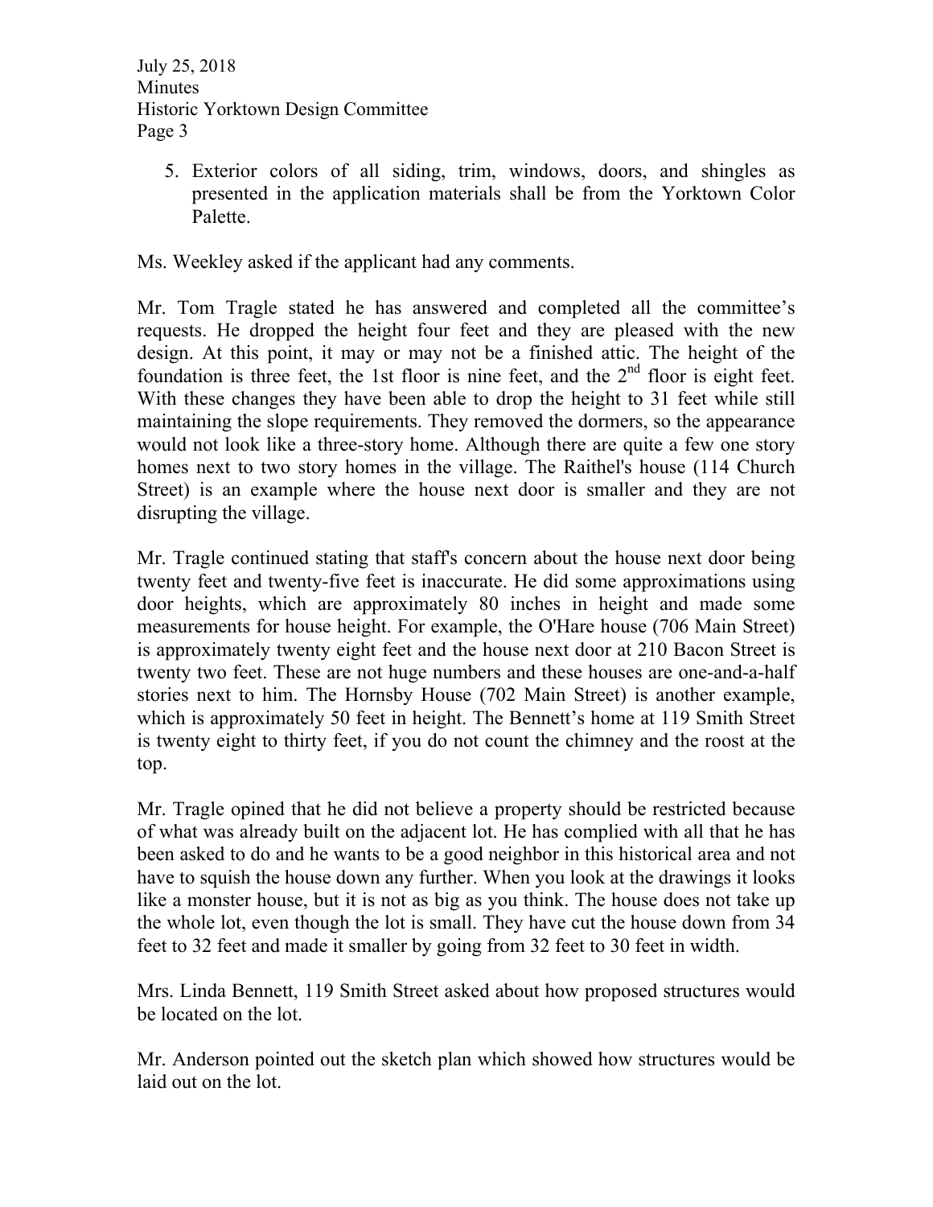5. Exterior colors of all siding, trim, windows, doors, and shingles as presented in the application materials shall be from the Yorktown Color Palette.

Ms. Weekley asked if the applicant had any comments.

Mr. Tom Tragle stated he has answered and completed all the committee's requests. He dropped the height four feet and they are pleased with the new design. At this point, it may or may not be a finished attic. The height of the foundation is three feet, the 1st floor is nine feet, and the 2nd floor is eight feet. With these changes they have been able to drop the height to 31 feet while still maintaining the slope requirements. They removed the dormers, so the appearance would not look like a three-story home. Although there are quite a few one story homes next to two story homes in the village. The Raithel's house (114 Church Street) is an example where the house next door is smaller and they are not disrupting the village.

Mr. Tragle continued stating that staff's concern about the house next door being twenty feet and twenty-five feet is inaccurate. He did some approximations using door heights, which are approximately 80 inches in height and made some measurements for house height. For example, the O'Hare house (706 Main Street) is approximately twenty eight feet and the house next door at 210 Bacon Street is twenty two feet. These are not huge numbers and these houses are one-and-a-half stories next to him. The Hornsby House (702 Main Street) is another example, which is approximately 50 feet in height. The Bennett's home at 119 Smith Street is twenty eight to thirty feet, if you do not count the chimney and the roost at the top.

Mr. Tragle opined that he did not believe a property should be restricted because of what was already built on the adjacent lot. He has complied with all that he has been asked to do and he wants to be a good neighbor in this historical area and not have to squish the house down any further. When you look at the drawings it looks like a monster house, but it is not as big as you think. The house does not take up the whole lot, even though the lot is small. They have cut the house down from 34 feet to 32 feet and made it smaller by going from 32 feet to 30 feet in width.

Mrs. Linda Bennett, 119 Smith Street asked about how proposed structures would be located on the lot.

Mr. Anderson pointed out the sketch plan which showed how structures would be laid out on the lot.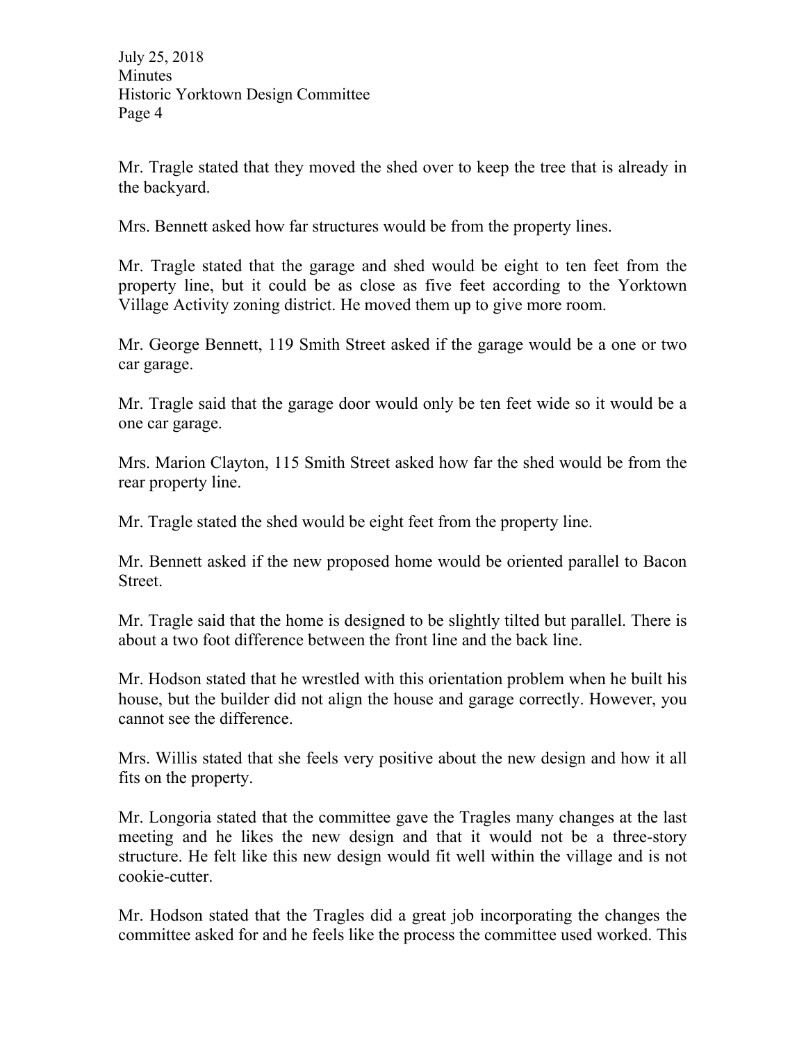Mr. Tragle stated that they moved the shed over to keep the tree that is already in the backyard.

Mrs. Bennett asked how far structures would be from the property lines.

Mr. Tragle stated that the garage and shed would be eight to ten feet from the property line, but it could be as close as five feet according to the Yorktown Village Activity zoning district. He moved them up to give more room.

Mr. George Bennett, 119 Smith Street asked if the garage would be a one or two car garage.

Mr. Tragle said that the garage door would only be ten feet wide so it would be a one car garage.

Mrs. Marion Clayton, 115 Smith Street asked how far the shed would be from the rear property line.

Mr. Tragle stated the shed would be eight feet from the property line.

Mr. Bennett asked if the new proposed home would be oriented parallel to Bacon Street.

Mr. Tragle said that the home is designed to be slightly tilted but parallel. There is about a two foot difference between the front line and the back line.

Mr. Hodson stated that he wrestled with this orientation problem when he built his house, but the builder did not align the house and garage correctly. However, you cannot see the difference.

Mrs. Willis stated that she feels very positive about the new design and how it all fits on the property.

Mr. Longoria stated that the committee gave the Tragles many changes at the last meeting and he likes the new design and that it would not be a three-story structure. He felt like this new design would fit well within the village and is not cookie-cutter.

Mr. Hodson stated that the Tragles did a great job incorporating the changes the committee asked for and he feels like the process the committee used worked. This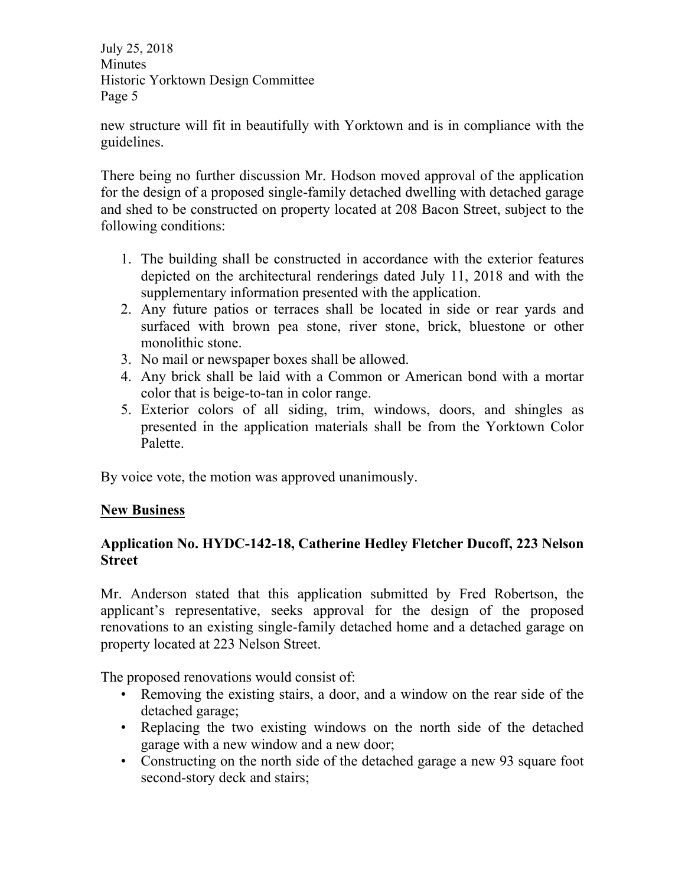new structure will fit in beautifully with Yorktown and is in compliance with the guidelines.

There being no further discussion Mr. Hodson moved approval of the application for the design of a proposed single-family detached dwelling with detached garage and shed to be constructed on property located at 208 Bacon Street, subject to the following conditions:

1. The building shall be constructed in accordance with the exterior features depicted on the architectural renderings dated July 11, 2018 and with the supplementary information presented with the application.
2. Any future patios or terraces shall be located in side or rear yards and surfaced with brown pea stone, river stone, brick, bluestone or other monolithic stone.
3. No mail or newspaper boxes shall be allowed.
4. Any brick shall be laid with a Common or American bond with a mortar color that is beige-to-tan in color range.
5. Exterior colors of all siding, trim, windows, doors, and shingles as presented in the application materials shall be from the Yorktown Color Palette.

By voice vote, the motion was approved unanimously.

## New Business

### Application No. HYDC-142-18, Catherine Hedley Fletcher Ducoff, 223 Nelson Street

Mr. Anderson stated that this application submitted by Fred Robertson, the applicant's representative, seeks approval for the design of the proposed renovations to an existing single-family detached home and a detached garage on property located at 223 Nelson Street.

The proposed renovations would consist of:

- Removing the existing stairs, a door, and a window on the rear side of the detached garage;
- Replacing the two existing windows on the north side of the detached garage with a new window and a new door;
- Constructing on the north side of the detached garage a new 93 square foot second-story deck and stairs;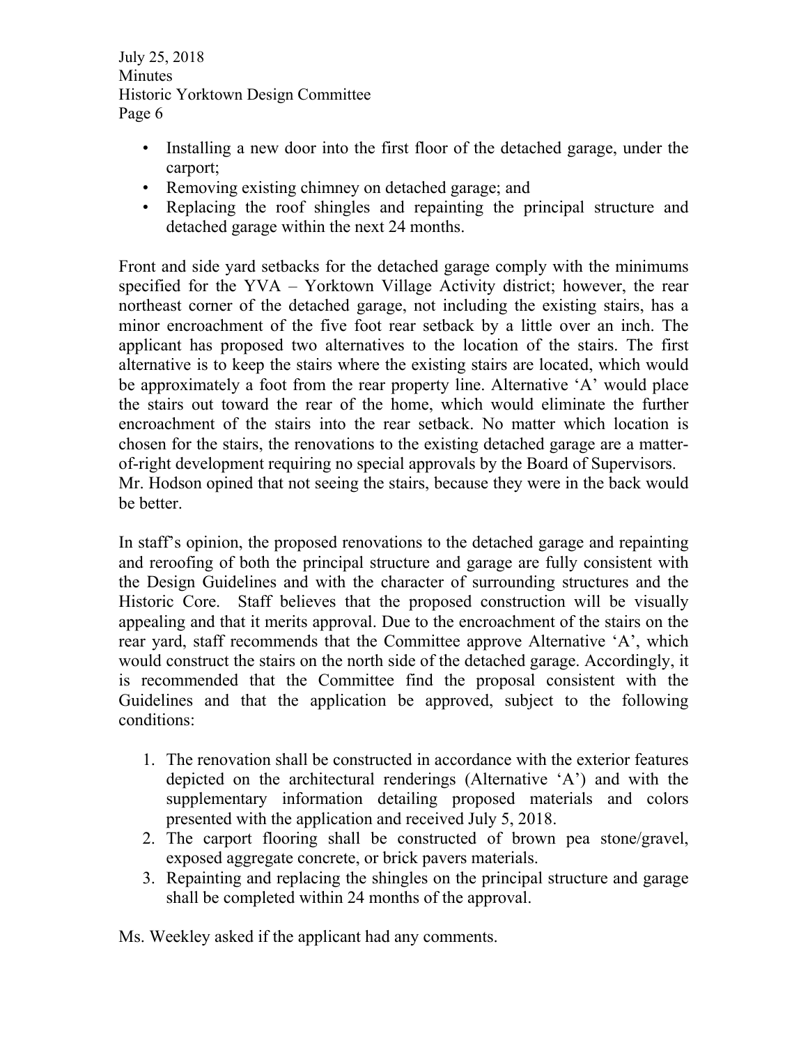- Installing a new door into the first floor of the detached garage, under the carport;
- Removing existing chimney on detached garage; and
- Replacing the roof shingles and repainting the principal structure and detached garage within the next 24 months.

Front and side yard setbacks for the detached garage comply with the minimums specified for the YVA – Yorktown Village Activity district; however, the rear northeast corner of the detached garage, not including the existing stairs, has a minor encroachment of the five foot rear setback by a little over an inch. The applicant has proposed two alternatives to the location of the stairs. The first alternative is to keep the stairs where the existing stairs are located, which would be approximately a foot from the rear property line. Alternative 'A' would place the stairs out toward the rear of the home, which would eliminate the further encroachment of the stairs into the rear setback. No matter which location is chosen for the stairs, the renovations to the existing detached garage are a matter-of-right development requiring no special approvals by the Board of Supervisors.
Mr. Hodson opined that not seeing the stairs, because they were in the back would be better.

In staff's opinion, the proposed renovations to the detached garage and repainting and reroofing of both the principal structure and garage are fully consistent with the Design Guidelines and with the character of surrounding structures and the Historic Core. Staff believes that the proposed construction will be visually appealing and that it merits approval. Due to the encroachment of the stairs on the rear yard, staff recommends that the Committee approve Alternative 'A', which would construct the stairs on the north side of the detached garage. Accordingly, it is recommended that the Committee find the proposal consistent with the Guidelines and that the application be approved, subject to the following conditions:

1. The renovation shall be constructed in accordance with the exterior features depicted on the architectural renderings (Alternative 'A') and with the supplementary information detailing proposed materials and colors presented with the application and received July 5, 2018.
2. The carport flooring shall be constructed of brown pea stone/gravel, exposed aggregate concrete, or brick pavers materials.
3. Repainting and replacing the shingles on the principal structure and garage shall be completed within 24 months of the approval.

Ms. Weekley asked if the applicant had any comments.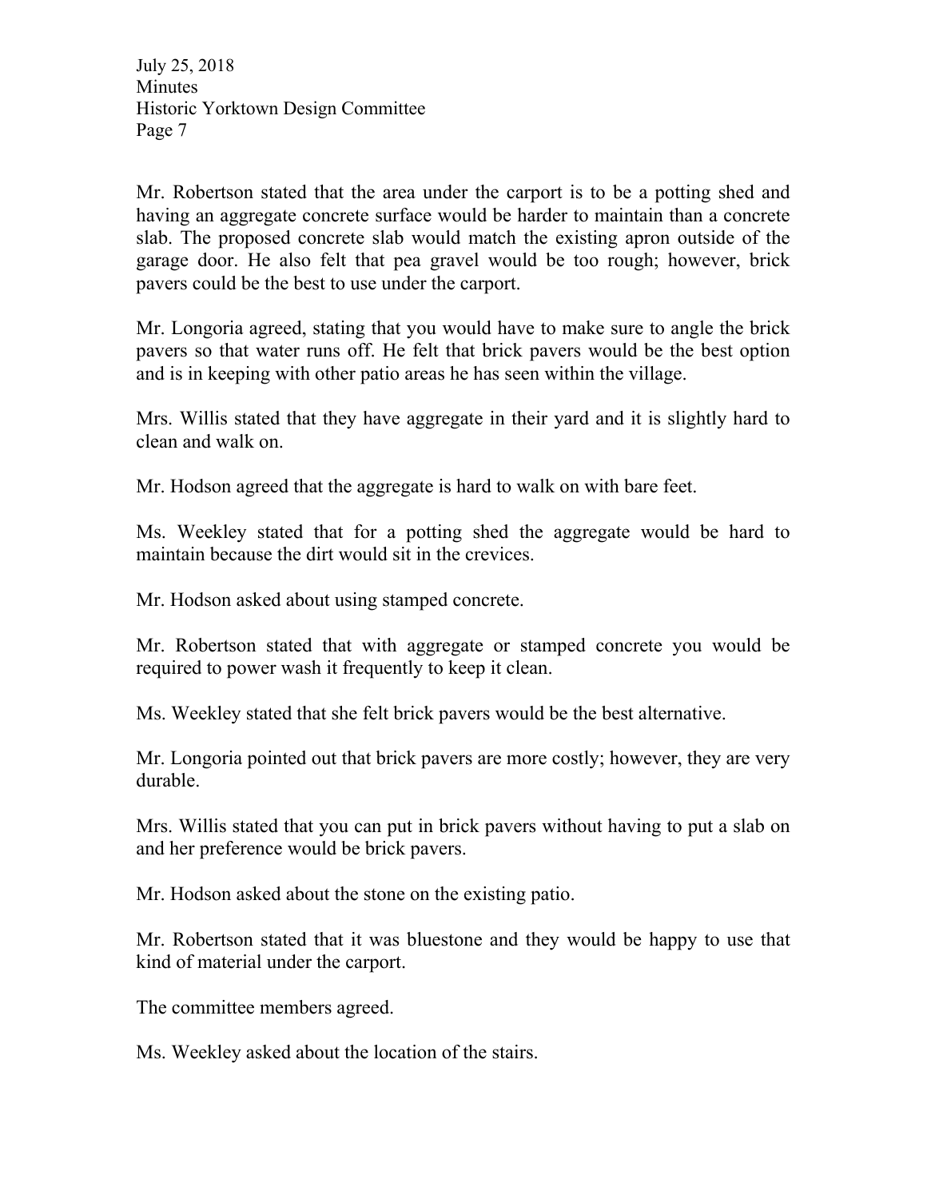Mr. Robertson stated that the area under the carport is to be a potting shed and having an aggregate concrete surface would be harder to maintain than a concrete slab. The proposed concrete slab would match the existing apron outside of the garage door. He also felt that pea gravel would be too rough; however, brick pavers could be the best to use under the carport.

Mr. Longoria agreed, stating that you would have to make sure to angle the brick pavers so that water runs off. He felt that brick pavers would be the best option and is in keeping with other patio areas he has seen within the village.

Mrs. Willis stated that they have aggregate in their yard and it is slightly hard to clean and walk on.

Mr. Hodson agreed that the aggregate is hard to walk on with bare feet.

Ms. Weekley stated that for a potting shed the aggregate would be hard to maintain because the dirt would sit in the crevices.

Mr. Hodson asked about using stamped concrete.

Mr. Robertson stated that with aggregate or stamped concrete you would be required to power wash it frequently to keep it clean.

Ms. Weekley stated that she felt brick pavers would be the best alternative.

Mr. Longoria pointed out that brick pavers are more costly; however, they are very durable.

Mrs. Willis stated that you can put in brick pavers without having to put a slab on and her preference would be brick pavers.

Mr. Hodson asked about the stone on the existing patio.

Mr. Robertson stated that it was bluestone and they would be happy to use that kind of material under the carport.

The committee members agreed.

Ms. Weekley asked about the location of the stairs.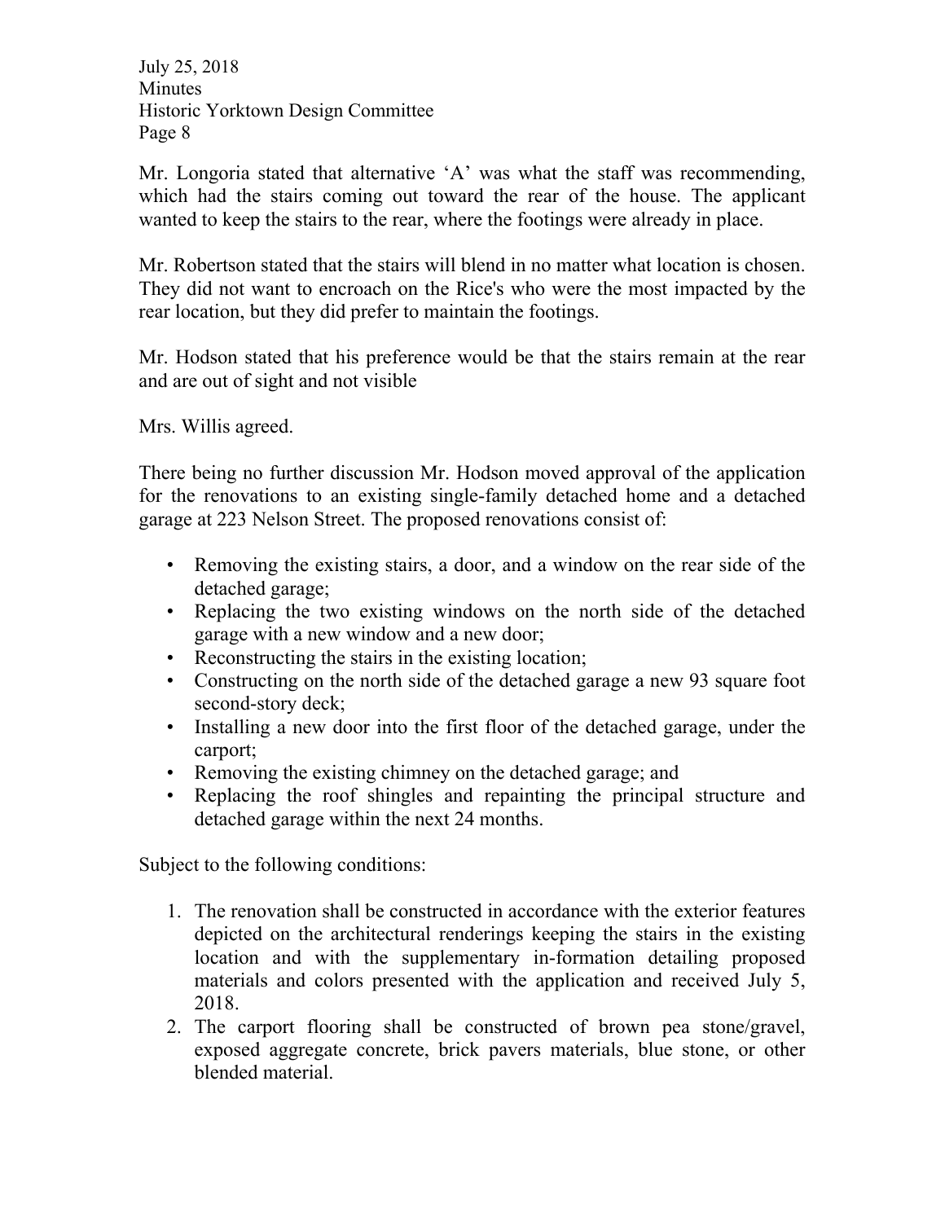Mr. Longoria stated that alternative 'A' was what the staff was recommending, which had the stairs coming out toward the rear of the house. The applicant wanted to keep the stairs to the rear, where the footings were already in place.

Mr. Robertson stated that the stairs will blend in no matter what location is chosen. They did not want to encroach on the Rice's who were the most impacted by the rear location, but they did prefer to maintain the footings.

Mr. Hodson stated that his preference would be that the stairs remain at the rear and are out of sight and not visible

Mrs. Willis agreed.

There being no further discussion Mr. Hodson moved approval of the application for the renovations to an existing single-family detached home and a detached garage at 223 Nelson Street. The proposed renovations consist of:

- Removing the existing stairs, a door, and a window on the rear side of the detached garage;
- Replacing the two existing windows on the north side of the detached garage with a new window and a new door;
- Reconstructing the stairs in the existing location;
- Constructing on the north side of the detached garage a new 93 square foot second-story deck;
- Installing a new door into the first floor of the detached garage, under the carport;
- Removing the existing chimney on the detached garage; and
- Replacing the roof shingles and repainting the principal structure and detached garage within the next 24 months.

Subject to the following conditions:

1. The renovation shall be constructed in accordance with the exterior features depicted on the architectural renderings keeping the stairs in the existing location and with the supplementary in-formation detailing proposed materials and colors presented with the application and received July 5, 2018.
2. The carport flooring shall be constructed of brown pea stone/gravel, exposed aggregate concrete, brick pavers materials, blue stone, or other blended material.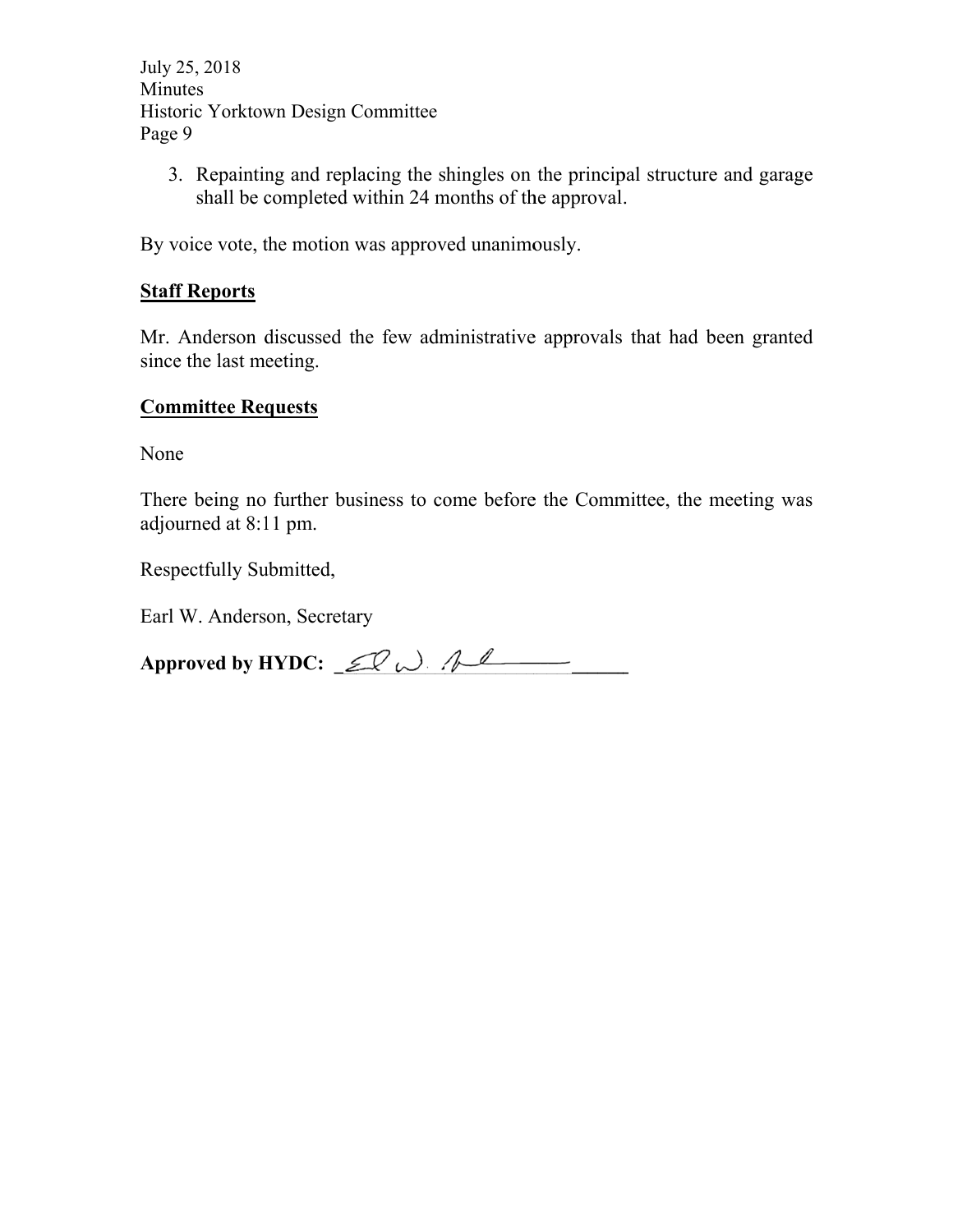3. Repainting and replacing the shingles on the principal structure and garage shall be completed within 24 months of the approval.

By voice vote, the motion was approved unanimously.

**Staff Reports**

Mr. Anderson discussed the few administrative approvals that had been granted since the last meeting.

**Committee Requests**

None

There being no further business to come before the Committee, the meeting was adjourned at 8:11 pm.

Respectfully Submitted,

Earl W. Anderson, Secretary

**Approved by HYDC:** ________________